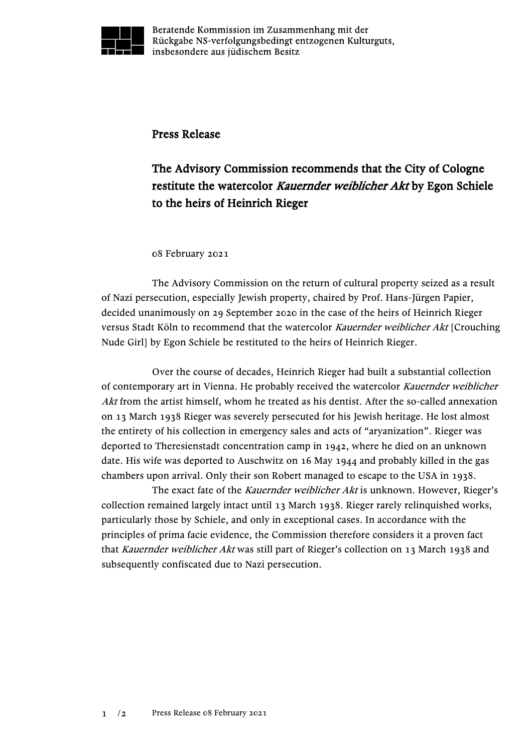Beratende Kommission im Zusammenhang mit der Rückgabe NS-verfolgungsbedingt entzogenen Kulturguts, insbesondere aus jüdischem Besitz

## Press Release

## The Advisory Commission recommends that the City of Cologne restitute the watercolor *Kauernder weiblicher Akt* by Egon Schiele to the heirs of Heinrich Rieger

08 February 2021

The Advisory Commission on the return of cultural property seized as a result of Nazi persecution, especially Jewish property, chaired by Prof. Hans-Jürgen Papier, decided unanimously on 29 September 2020 in the case of the heirs of Heinrich Rieger versus Stadt Köln to recommend that the watercolor *Kauernder weiblicher Akt* [Crouching Nude Girl] by Egon Schiele be restituted to the heirs of Heinrich Rieger.

Over the course of decades, Heinrich Rieger had built a substantial collection of contemporary art in Vienna. He probably received the watercolor *Kauernder weiblicher Akt* from the artist himself, whom he treated as his dentist. After the so-called annexation on 13 March 1938 Rieger was severely persecuted for his Jewish heritage. He lost almost the entirety of his collection in emergency sales and acts of "aryanization". Rieger was deported to Theresienstadt concentration camp in 1942, where he died on an unknown date. His wife was deported to Auschwitz on 16 May 1944 and probably killed in the gas chambers upon arrival. Only their son Robert managed to escape to the USA in 1938.

The exact fate of the *Kauernder weiblicher Akt* is unknown. However, Rieger's collection remained largely intact until 13 March 1938. Rieger rarely relinquished works, particularly those by Schiele, and only in exceptional cases. In accordance with the principles of prima facie evidence, the Commission therefore considers it a proven fact that *Kauernder weiblicher Akt* was still part of Rieger's collection on 13 March 1938 and subsequently confiscated due to Nazi persecution.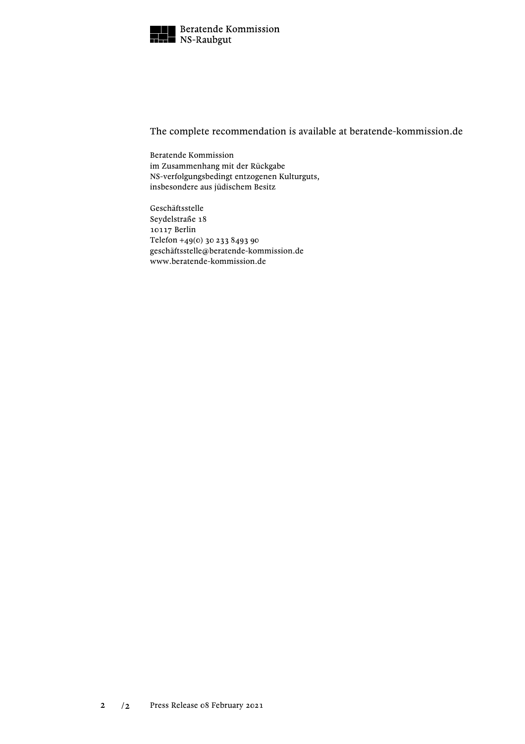The complete recommendation is available at beratende-kommission.de

Beratende Kommission
im Zusammenhang mit der Rückgabe
NS-verfolgungsbedingt entzogenen Kulturguts,
insbesondere aus jüdischem Besitz

Geschäftsstelle
Seydelstraße 18
10117 Berlin
Telefon +49(0) 30 233 8493 90
geschäftsstelle@beratende-kommission.de
www.beratende-kommission.de